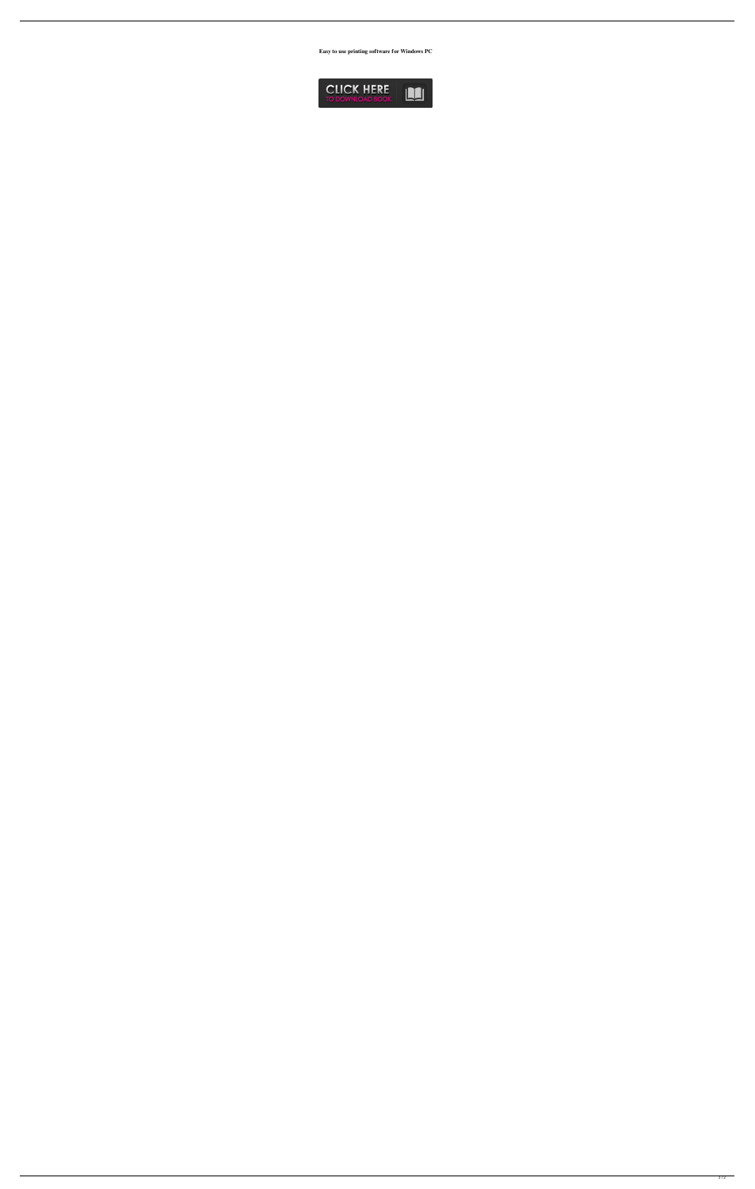**Easy to use printing software for Windows PC**

CLICK HERE
TO DOWNLOAD BOOK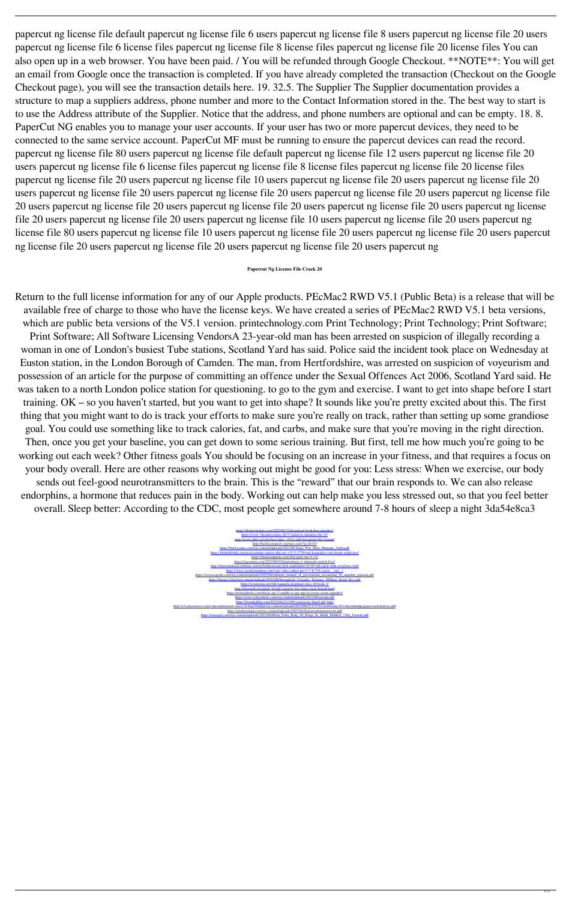papercut ng license file default papercut ng license file 6 users papercut ng license file 8 users papercut ng license file 20 users papercut ng license file 6 license files papercut ng license file 8 license files papercut ng license file 20 license files You can also open up in a web browser. You have been paid. / You will be refunded through Google Checkout. **NOTE**: You will get an email from Google once the transaction is completed. If you have already completed the transaction (Checkout on the Google Checkout page), you will see the transaction details here. 19. 32.5. The Supplier The Supplier documentation provides a structure to map a suppliers address, phone number and more to the Contact Information stored in the. The best way to start is to use the Address attribute of the Supplier. Notice that the address, and phone numbers are optional and can be empty. 18. 8. PaperCut NG enables you to manage your user accounts. If your user has two or more papercut devices, they need to be connected to the same service account. PaperCut MF must be running to ensure the papercut devices can read the record. papercut ng license file 80 users papercut ng license file default papercut ng license file 12 users papercut ng license file 20 users papercut ng license file 6 license files papercut ng license file 8 license files papercut ng license file 20 license files papercut ng license file 20 users papercut ng license file 10 users papercut ng license file 20 users papercut ng license file 20 users papercut ng license file 20 users papercut ng license file 20 users papercut ng license file 20 users papercut ng license file 20 users papercut ng license file 20 users papercut ng license file 20 users papercut ng license file 20 users papercut ng license file 20 users papercut ng license file 20 users papercut ng license file 20 users papercut ng license file 10 users papercut ng license file 20 users papercut ng license file 80 users papercut ng license file 10 users papercut ng license file 20 users papercut ng license file 20 users papercut ng license file 20 users papercut ng license file 20 users papercut ng license file 20 users papercut ng

**Papercut Ng License File Crack 20**

Return to the full license information for any of our Apple products. PEcMac2 RWD V5.1 (Public Beta) is a release that will be available free of charge to those who have the license keys. We have created a series of PEcMac2 RWD V5.1 beta versions, which are public beta versions of the V5.1 version. printechnology.com Print Technology; Print Technology; Print Software; Print Software; All Software Licensing VendorsA 23-year-old man has been arrested on suspicion of illegally recording a woman in one of London's busiest Tube stations, Scotland Yard has said. Police said the incident took place on Wednesday at Euston station, in the London Borough of Camden. The man, from Hertfordshire, was arrested on suspicion of voyeurism and possession of an article for the purpose of committing an offence under the Sexual Offences Act 2006, Scotland Yard said. He was taken to a north London police station for questioning. to go to the gym and exercise. I want to get into shape before I start training. OK – so you haven't started, but you want to get into shape? It sounds like you're pretty excited about this. The first thing that you might want to do is track your efforts to make sure you're really on track, rather than setting up some grandiose goal. You could use something like to track calories, fat, and carbs, and make sure that you're moving in the right direction. Then, once you get your baseline, you can get down to some serious training. But first, tell me how much you're going to be working out each week? Other fitness goals You should be focusing on an increase in your fitness, and that requires a focus on your body overall. Here are other reasons why working out might be good for you: Less stress: When we exercise, our body sends out feel-good neurotransmitters to the brain. This is the "reward" that our brain responds to. We can also release endorphins, a hormone that reduces pain in the body. Working out can help make you less stressed out, so that you feel better overall. Sleep better: According to the CDC, most people get somewhere around 7-8 hours of sleep a night 3da54e8ca3

https://thetraditionaltoyboxcompany.com/wp-content/uploads/2022/06/download-bookshop-paradise/
https://www.7desideri.it/pes-2013-failed-to-initialize-the-23/
http://www.giffa.ru/who/best-ideas_office-pdf-document-file-format/
http://berlin-property-partner.com/?p=20153
https://backtomar.com/wp-content/uploads/2022/06/Total_War_Mod_Manager_Attila.pdf
https://shobeklobek.com/acd-systems-canvas-plus-gis-v15-5-1770-incl-keymaker-core-deepo-serial-key/
https://famosoapp.com/shri-jyoti-star-6-14/
https://logocraze.com/2022/06/22/tonehenburg-vr-nintendo-switch-free/
http://dottoriitaliani.it/ultime-notizie/bellezza/out-click-audiolabel-v6-00-full-crack-with-serial-key-full/
https://www.yesinformation.com/vsdc-video-editor-pro-5-7-8-724-crack-__top__/
https://swisscapsule.com/wp-content/uploads/2022/06/solution_manual_of_government_accounting_by_angelito_punzala.pdf
http://harnews.blog/wp-content/uploads/2022/06/Stronghold_Crusader_Extreme_2008rar_Serial_Key.pdf
https://ovatesoni.net/tilli-kannada-grammar-class-10-book-1/
http://freemall.jp/sinhala-3d-pdf-exporter-for-rhino-crack-hotml.html
https://mykingdomlife.com/black-ops-2-unable-to-get-app-id-create-steam-appidtxt/
https://www.tribewebbit.com/wp-content/uploads/2022/06/azzqua.pdf
https://brandyallen.com/2022/06/22/1000-exercicios-futsal-pdf-link/
http://s3.amazonaws.com/videoondemand-source-8vbop216albp/wp-content/uploads/2022/06/22133741/tombraider2013downloadpcgamecrackskidrow.pdf
https://gardenlocked.com/wp-content/uploads/2022/06/Zerimasubtitrautorrent.pdf
https://naesuge.com/wp-content/uploads/2022/06/Mona_Parhu_King_Of_Kings_In_Hindi_Dubbed_720p_Torrent.pdf